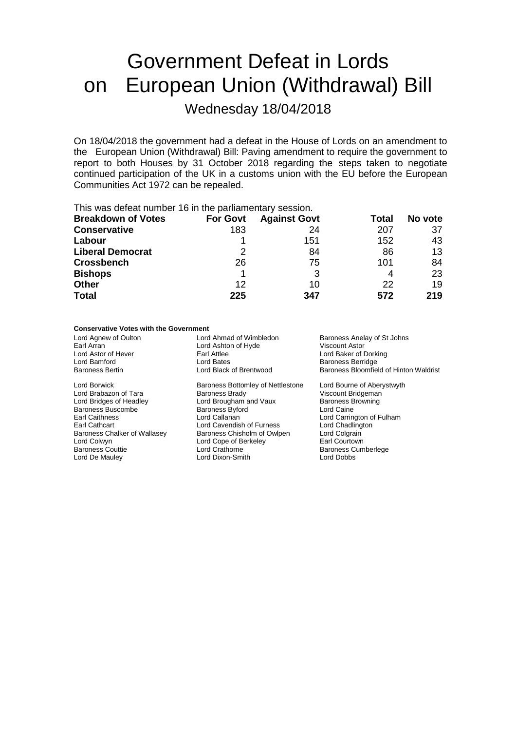# Government Defeat in Lords on European Union (Withdrawal) Bill

## Wednesday 18/04/2018

On 18/04/2018 the government had a defeat in the House of Lords on an amendment to the European Union (Withdrawal) Bill: Paving amendment to require the government to report to both Houses by 31 October 2018 regarding the steps taken to negotiate continued participation of the UK in a customs union with the EU before the European Communities Act 1972 can be repealed.

This was defeat number 16 in the parliamentary session.

| Breakdown of Votes | For Govt | Against Govt | Total | No vote |
|---|---|---|---|---|
| **Conservative** | 183 | 24 | 207 | 37 |
| **Labour** | 1 | 151 | 152 | 43 |
| **Liberal Democrat** | 2 | 84 | 86 | 13 |
| **Crossbench** | 26 | 75 | 101 | 84 |
| **Bishops** | 1 | 3 | 4 | 23 |
| **Other** | 12 | 10 | 22 | 19 |
| **Total** | **225** | **347** | **572** | **219** |

**Conservative Votes with the Government**

| | | |
|---|---|---|
| Lord Agnew of Oulton | Lord Ahmad of Wimbledon | Baroness Anelay of St Johns |
| Earl Arran | Lord Ashton of Hyde | Viscount Astor |
| Lord Astor of Hever | Earl Attlee | Lord Baker of Dorking |
| Lord Bamford | Lord Bates | Baroness Berridge |
| Baroness Bertin | Lord Black of Brentwood | Baroness Bloomfield of Hinton Waldrist |
| Lord Borwick | Baroness Bottomley of Nettlestone | Lord Bourne of Aberystwyth |
| Lord Brabazon of Tara | Baroness Brady | Viscount Bridgeman |
| Lord Bridges of Headley | Lord Brougham and Vaux | Baroness Browning |
| Baroness Buscombe | Baroness Byford | Lord Caine |
| Earl Caithness | Lord Callanan | Lord Carrington of Fulham |
| Earl Cathcart | Lord Cavendish of Furness | Lord Chadlington |
| Baroness Chalker of Wallasey | Baroness Chisholm of Owlpen | Lord Colgrain |
| Lord Colwyn | Lord Cope of Berkeley | Earl Courtown |
| Baroness Couttie | Lord Crathorne | Baroness Cumberlege |
| Lord De Mauley | Lord Dixon-Smith | Lord Dobbs |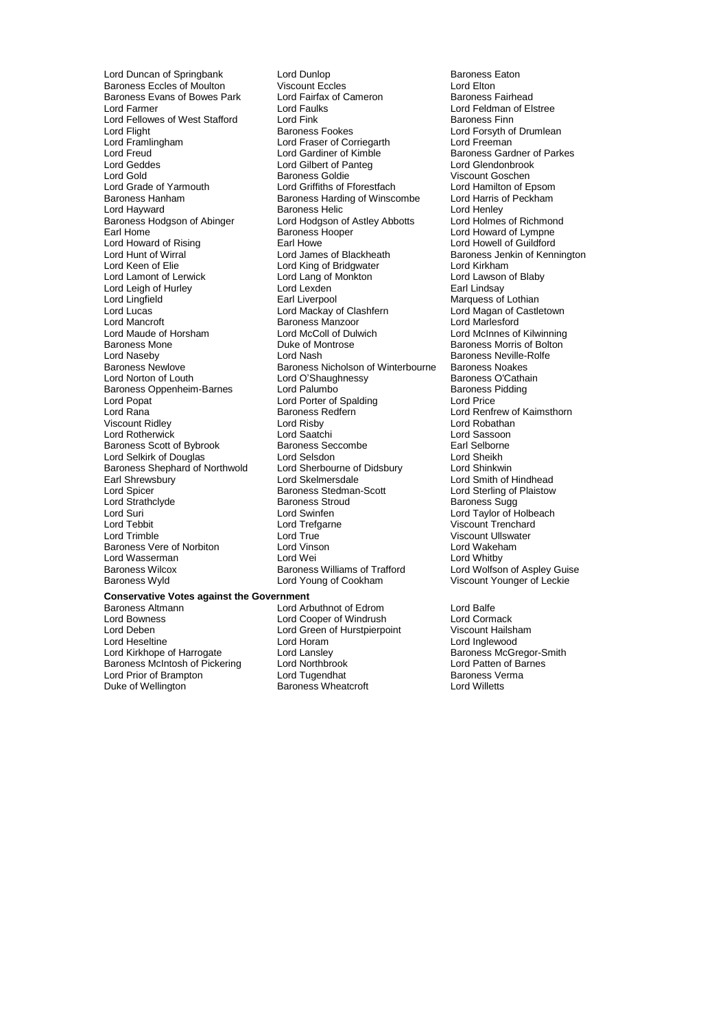Lord Duncan of Springbank
Lord Dunlop
Baroness Eaton
Baroness Eccles of Moulton
Viscount Eccles
Lord Elton
Baroness Evans of Bowes Park
Lord Fairfax of Cameron
Baroness Fairhead
Lord Farmer
Lord Faulks
Lord Feldman of Elstree
Lord Fellowes of West Stafford
Lord Fink
Baroness Finn
Lord Flight
Baroness Fookes
Lord Forsyth of Drumlean
Lord Framlingham
Lord Fraser of Corriegarth
Lord Freeman
Lord Freud
Lord Gardiner of Kimble
Baroness Gardner of Parkes
Lord Geddes
Lord Gilbert of Panteg
Lord Glendonbrook
Lord Gold
Baroness Goldie
Viscount Goschen
Lord Grade of Yarmouth
Lord Griffiths of Fforestfach
Lord Hamilton of Epsom
Baroness Hanham
Baroness Harding of Winscombe
Lord Harris of Peckham
Lord Hayward
Baroness Helic
Lord Henley
Baroness Hodgson of Abinger
Lord Hodgson of Astley Abbotts
Lord Holmes of Richmond
Earl Home
Baroness Hooper
Lord Howard of Lympne
Lord Howard of Rising
Earl Howe
Lord Howell of Guildford
Lord Hunt of Wirral
Lord James of Blackheath
Baroness Jenkin of Kennington
Lord Keen of Elie
Lord King of Bridgwater
Lord Kirkham
Lord Lamont of Lerwick
Lord Lang of Monkton
Lord Lawson of Blaby
Lord Leigh of Hurley
Lord Lexden
Earl Lindsay
Lord Lingfield
Earl Liverpool
Marquess of Lothian
Lord Lucas
Lord Mackay of Clashfern
Lord Magan of Castletown
Lord Mancroft
Baroness Manzoor
Lord Marlesford
Lord Maude of Horsham
Lord McColl of Dulwich
Lord McInnes of Kilwinning
Baroness Mone
Duke of Montrose
Baroness Morris of Bolton
Lord Naseby
Lord Nash
Baroness Neville-Rolfe
Baroness Newlove
Baroness Nicholson of Winterbourne
Baroness Noakes
Lord Norton of Louth
Lord O'Shaughnessy
Baroness O'Cathain
Baroness Oppenheim-Barnes
Lord Palumbo
Baroness Pidding
Lord Popat
Lord Porter of Spalding
Lord Price
Lord Rana
Baroness Redfern
Lord Renfrew of Kaimsthorn
Viscount Ridley
Lord Risby
Lord Robathan
Lord Rotherwick
Lord Saatchi
Lord Sassoon
Baroness Scott of Bybrook
Baroness Seccombe
Earl Selborne
Lord Selkirk of Douglas
Lord Selsdon
Lord Sheikh
Baroness Shephard of Northwold
Lord Sherbourne of Didsbury
Lord Shinkwin
Earl Shrewsbury
Lord Skelmersdale
Lord Smith of Hindhead
Lord Spicer
Baroness Stedman-Scott
Lord Sterling of Plaistow
Lord Strathclyde
Baroness Stroud
Baroness Sugg
Lord Suri
Lord Swinfen
Lord Taylor of Holbeach
Lord Tebbit
Lord Trefgarne
Viscount Trenchard
Lord Trimble
Lord True
Viscount Ullswater
Baroness Vere of Norbiton
Lord Vinson
Lord Wakeham
Lord Wasserman
Lord Wei
Lord Whitby
Baroness Wilcox
Baroness Williams of Trafford
Lord Wolfson of Aspley Guise
Baroness Wyld
Lord Young of Cookham
Viscount Younger of Leckie

**Conservative Votes against the Government**

Baroness Altmann
Lord Arbuthnot of Edrom
Lord Balfe
Lord Bowness
Lord Cooper of Windrush
Lord Cormack
Lord Deben
Lord Green of Hurstpierpoint
Viscount Hailsham
Lord Heseltine
Lord Horam
Lord Inglewood
Lord Kirkhope of Harrogate
Lord Lansley
Baroness McGregor-Smith
Baroness McIntosh of Pickering
Lord Northbrook
Lord Patten of Barnes
Lord Prior of Brampton
Lord Tugendhat
Baroness Verma
Duke of Wellington
Baroness Wheatcroft
Lord Willetts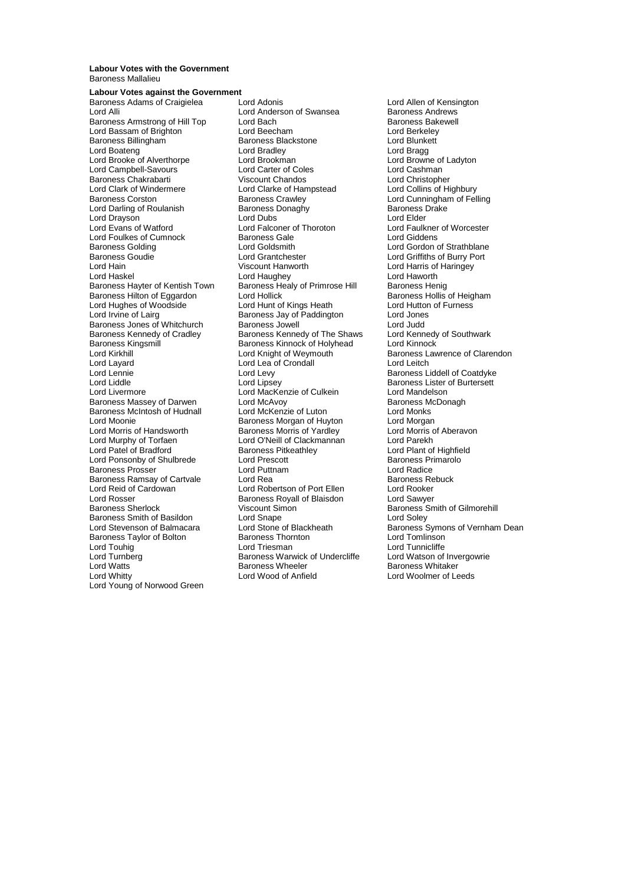**Labour Votes with the Government**
Baroness Mallalieu

**Labour Votes against the Government**

Baroness Adams of Craigielea
Lord Adonis
Lord Allen of Kensington
Lord Alli
Lord Anderson of Swansea
Baroness Andrews
Baroness Armstrong of Hill Top
Lord Bach
Baroness Bakewell
Lord Bassam of Brighton
Lord Beecham
Lord Berkeley
Baroness Billingham
Baroness Blackstone
Lord Blunkett
Lord Boateng
Lord Bradley
Lord Bragg
Lord Brooke of Alverthorpe
Lord Brookman
Lord Browne of Ladyton
Lord Campbell-Savours
Lord Carter of Coles
Lord Cashman
Baroness Chakrabarti
Viscount Chandos
Lord Christopher
Lord Clark of Windermere
Lord Clarke of Hampstead
Lord Collins of Highbury
Baroness Corston
Baroness Crawley
Lord Cunningham of Felling
Lord Darling of Roulanish
Baroness Donaghy
Baroness Drake
Lord Drayson
Lord Dubs
Lord Elder
Lord Evans of Watford
Lord Falconer of Thoroton
Lord Faulkner of Worcester
Lord Foulkes of Cumnock
Baroness Gale
Lord Giddens
Baroness Golding
Lord Goldsmith
Lord Gordon of Strathblane
Baroness Goudie
Lord Grantchester
Lord Griffiths of Burry Port
Lord Hain
Viscount Hanworth
Lord Harris of Haringey
Lord Haskel
Lord Haughey
Lord Haworth
Baroness Hayter of Kentish Town
Baroness Healy of Primrose Hill
Baroness Henig
Baroness Hilton of Eggardon
Lord Hollick
Baroness Hollis of Heigham
Lord Hughes of Woodside
Lord Hunt of Kings Heath
Lord Hutton of Furness
Lord Irvine of Lairg
Baroness Jay of Paddington
Lord Jones
Baroness Jones of Whitchurch
Baroness Jowell
Lord Judd
Baroness Kennedy of Cradley
Baroness Kennedy of The Shaws
Lord Kennedy of Southwark
Baroness Kingsmill
Baroness Kinnock of Holyhead
Lord Kinnock
Lord Kirkhill
Lord Knight of Weymouth
Baroness Lawrence of Clarendon
Lord Layard
Lord Lea of Crondall
Lord Leitch
Lord Lennie
Lord Levy
Baroness Liddell of Coatdyke
Lord Liddle
Lord Lipsey
Baroness Lister of Burtersett
Lord Livermore
Lord MacKenzie of Culkein
Lord Mandelson
Baroness Massey of Darwen
Lord McAvoy
Baroness McDonagh
Baroness McIntosh of Hudnall
Lord McKenzie of Luton
Lord Monks
Lord Moonie
Baroness Morgan of Huyton
Lord Morgan
Lord Morris of Handsworth
Baroness Morris of Yardley
Lord Morris of Aberavon
Lord Murphy of Torfaen
Lord O'Neill of Clackmannan
Lord Parekh
Lord Patel of Bradford
Baroness Pitkeathley
Lord Plant of Highfield
Lord Ponsonby of Shulbrede
Lord Prescott
Baroness Primarolo
Baroness Prosser
Lord Puttnam
Lord Radice
Baroness Ramsay of Cartvale
Lord Rea
Baroness Rebuck
Lord Reid of Cardowan
Lord Robertson of Port Ellen
Lord Rooker
Lord Rosser
Baroness Royall of Blaisdon
Lord Sawyer
Baroness Sherlock
Viscount Simon
Baroness Smith of Gilmorehill
Baroness Smith of Basildon
Lord Snape
Lord Soley
Lord Stevenson of Balmacara
Lord Stone of Blackheath
Baroness Symons of Vernham Dean
Baroness Taylor of Bolton
Baroness Thornton
Lord Tomlinson
Lord Touhig
Lord Triesman
Lord Tunnicliffe
Lord Turnberg
Baroness Warwick of Undercliffe
Lord Watson of Invergowrie
Lord Watts
Baroness Wheeler
Baroness Whitaker
Lord Whitty
Lord Wood of Anfield
Lord Woolmer of Leeds
Lord Young of Norwood Green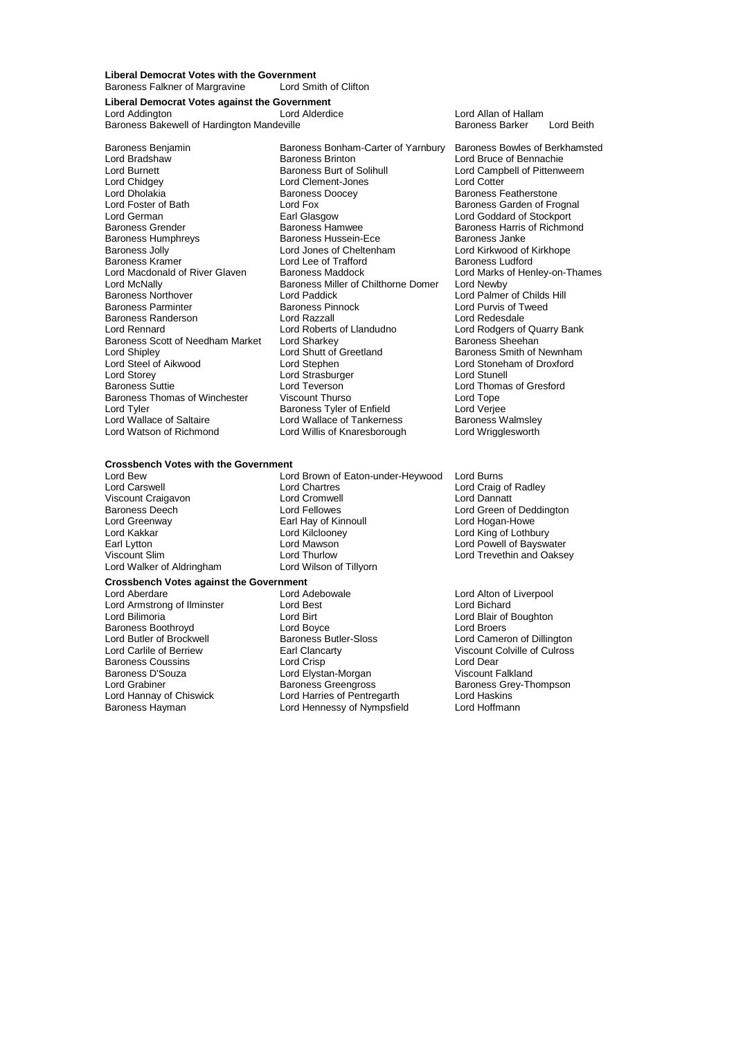**Liberal Democrat Votes with the Government**

Baroness Falkner of Margravine
Lord Smith of Clifton

**Liberal Democrat Votes against the Government**

Lord Addington
Lord Alderdice
Lord Allan of Hallam
Baroness Bakewell of Hardington Mandeville
Baroness Barker
Lord Beith
Baroness Benjamin
Baroness Bonham-Carter of Yarnbury
Baroness Bowles of Berkhamsted
Lord Bradshaw
Baroness Brinton
Lord Bruce of Bennachie
Lord Burnett
Baroness Burt of Solihull
Lord Campbell of Pittenweem
Lord Chidgey
Lord Clement-Jones
Lord Cotter
Lord Dholakia
Baroness Doocey
Baroness Featherstone
Lord Foster of Bath
Lord Fox
Baroness Garden of Frognal
Lord German
Earl Glasgow
Lord Goddard of Stockport
Baroness Grender
Baroness Hamwee
Baroness Harris of Richmond
Baroness Humphreys
Baroness Hussein-Ece
Baroness Janke
Baroness Jolly
Lord Jones of Cheltenham
Lord Kirkwood of Kirkhope
Baroness Kramer
Lord Lee of Trafford
Baroness Ludford
Lord Macdonald of River Glaven
Baroness Maddock
Lord Marks of Henley-on-Thames
Lord McNally
Baroness Miller of Chilthorne Domer
Lord Newby
Baroness Northover
Lord Paddick
Lord Palmer of Childs Hill
Baroness Parminter
Baroness Pinnock
Lord Purvis of Tweed
Baroness Randerson
Lord Razzall
Lord Redesdale
Lord Rennard
Lord Roberts of Llandudno
Lord Rodgers of Quarry Bank
Baroness Scott of Needham Market
Lord Sharkey
Baroness Sheehan
Lord Shipley
Lord Shutt of Greetland
Baroness Smith of Newnham
Lord Steel of Aikwood
Lord Stephen
Lord Stoneham of Droxford
Lord Storey
Lord Strasburger
Lord Stunell
Baroness Suttie
Lord Teverson
Lord Thomas of Gresford
Baroness Thomas of Winchester
Viscount Thurso
Lord Tope
Lord Tyler
Baroness Tyler of Enfield
Lord Verjee
Lord Wallace of Saltaire
Lord Wallace of Tankerness
Baroness Walmsley
Lord Watson of Richmond
Lord Willis of Knaresborough
Lord Wrigglesworth

**Crossbench Votes with the Government**

Lord Bew
Lord Brown of Eaton-under-Heywood
Lord Burns
Lord Carswell
Lord Chartres
Lord Craig of Radley
Viscount Craigavon
Lord Cromwell
Lord Dannatt
Baroness Deech
Lord Fellowes
Lord Green of Deddington
Lord Greenway
Earl Hay of Kinnoull
Lord Hogan-Howe
Lord Kakkar
Lord Kilclooney
Lord King of Lothbury
Earl Lytton
Lord Mawson
Lord Powell of Bayswater
Viscount Slim
Lord Thurlow
Lord Trevethin and Oaksey
Lord Walker of Aldringham
Lord Wilson of Tillyorn

**Crossbench Votes against the Government**

Lord Aberdare
Lord Adebowale
Lord Alton of Liverpool
Lord Armstrong of Ilminster
Lord Best
Lord Bichard
Lord Bilimoria
Lord Birt
Lord Blair of Boughton
Baroness Boothroyd
Lord Boyce
Lord Broers
Lord Butler of Brockwell
Baroness Butler-Sloss
Lord Cameron of Dillington
Lord Carlile of Berriew
Earl Clancarty
Viscount Colville of Culross
Baroness Coussins
Lord Crisp
Lord Dear
Baroness D'Souza
Lord Elystan-Morgan
Viscount Falkland
Lord Grabiner
Baroness Greengross
Baroness Grey-Thompson
Lord Hannay of Chiswick
Lord Harries of Pentregarth
Lord Haskins
Baroness Hayman
Lord Hennessy of Nympsfield
Lord Hoffmann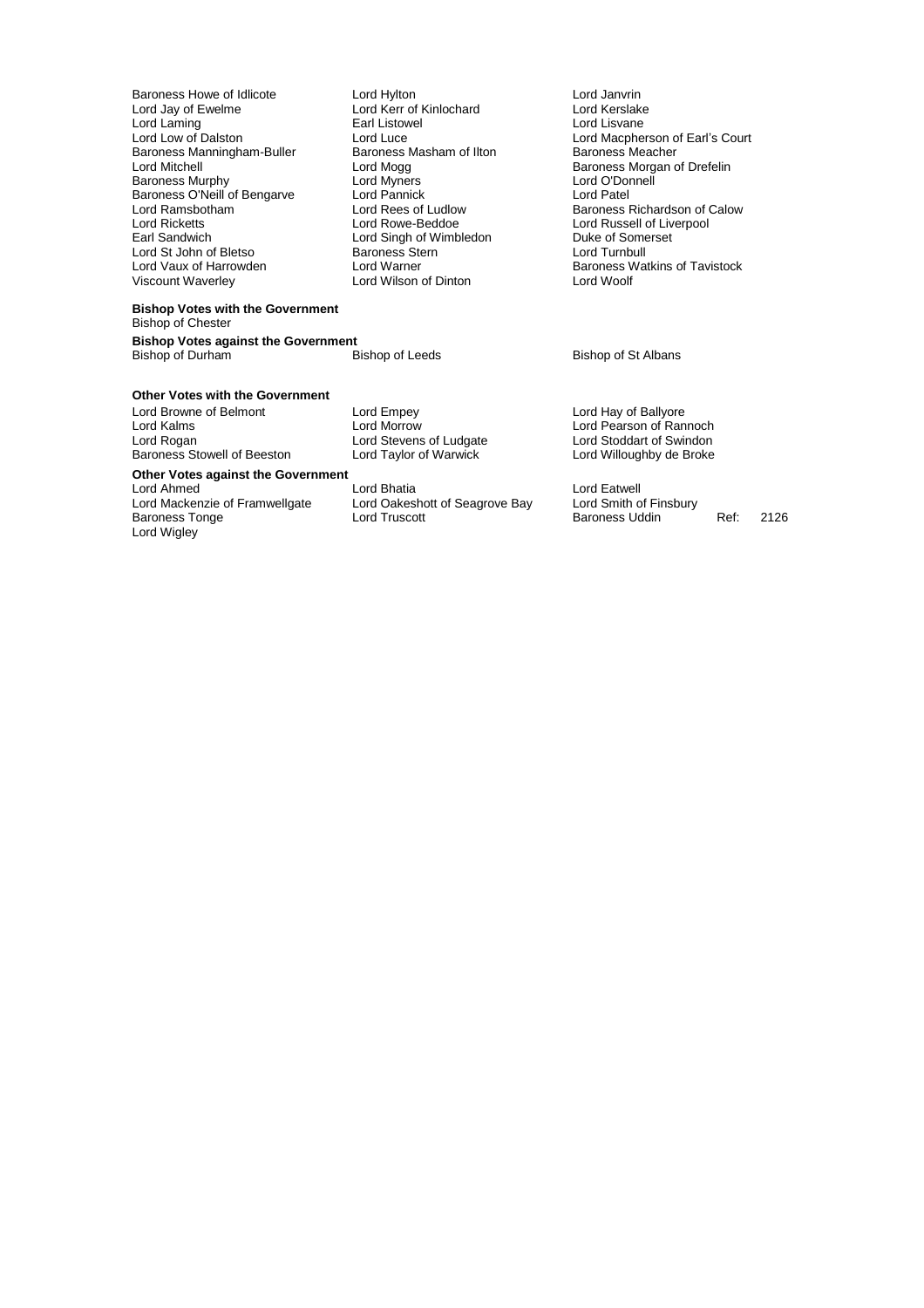Baroness Howe of Idlicote
Lord Jay of Ewelme
Lord Laming
Lord Low of Dalston
Baroness Manningham-Buller
Lord Mitchell
Baroness Murphy
Baroness O'Neill of Bengarve
Lord Ramsbotham
Lord Ricketts
Earl Sandwich
Lord St John of Bletso
Lord Vaux of Harrowden
Viscount Waverley
Lord Hylton
Lord Kerr of Kinlochard
Earl Listowel
Lord Luce
Baroness Masham of Ilton
Lord Mogg
Lord Myners
Lord Pannick
Lord Rees of Ludlow
Lord Rowe-Beddoe
Lord Singh of Wimbledon
Baroness Stern
Lord Warner
Lord Wilson of Dinton
Lord Janvrin
Lord Kerslake
Lord Lisvane
Lord Macpherson of Earl's Court
Baroness Meacher
Baroness Morgan of Drefelin
Lord O'Donnell
Lord Patel
Baroness Richardson of Calow
Lord Russell of Liverpool
Duke of Somerset
Lord Turnbull
Baroness Watkins of Tavistock
Lord Woolf

**Bishop Votes with the Government**

Bishop of Chester

**Bishop Votes against the Government**

Bishop of Durham
Bishop of Leeds
Bishop of St Albans

**Other Votes with the Government**

Lord Browne of Belmont
Lord Kalms
Lord Rogan
Baroness Stowell of Beeston
Lord Empey
Lord Morrow
Lord Stevens of Ludgate
Lord Taylor of Warwick
Lord Hay of Ballyore
Lord Pearson of Rannoch
Lord Stoddart of Swindon
Lord Willoughby de Broke

**Other Votes against the Government**

Lord Ahmed
Lord Mackenzie of Framwellgate
Baroness Tonge
Lord Wigley
Lord Bhatia
Lord Oakeshott of Seagrove Bay
Lord Truscott
Lord Eatwell
Lord Smith of Finsbury
Baroness Uddin

Ref: 2126